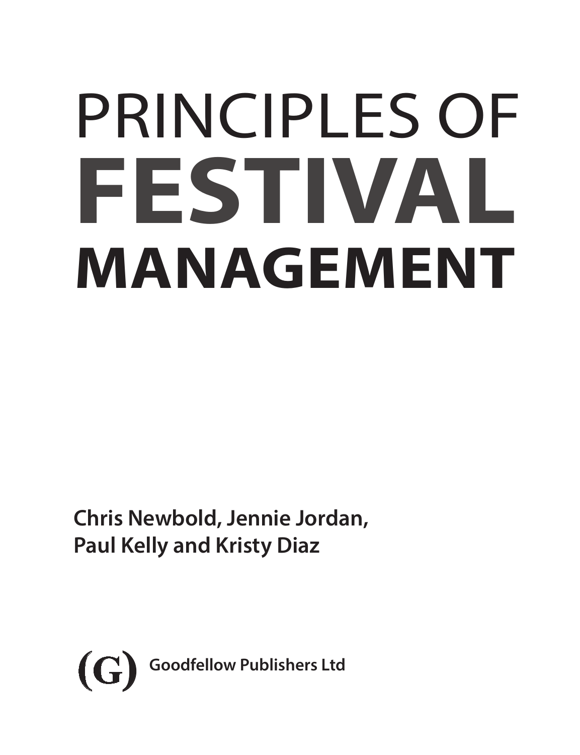# PRINCIPLES OF FESTIVAL MANAGEMENT

**Chris Newbold, Jennie Jordan, Paul Kelly and Kristy Diaz**

(G) **Goodfellow Publishers Ltd**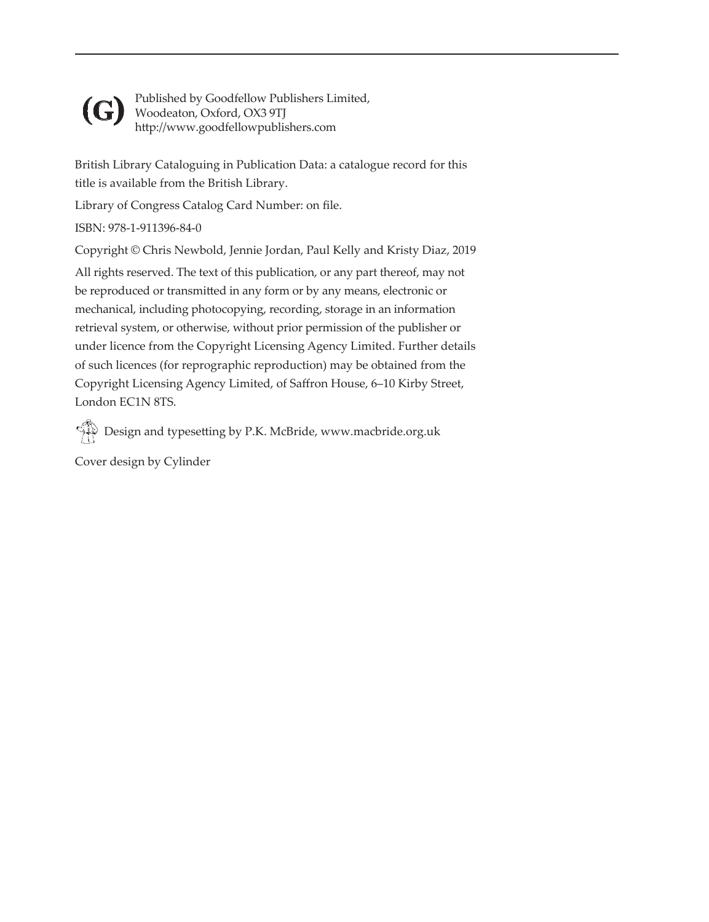(G) Published by Goodfellow Publishers Limited,
Woodeaton, Oxford, OX3 9TJ
http://www.goodfellowpublishers.com

British Library Cataloguing in Publication Data: a catalogue record for this title is available from the British Library.

Library of Congress Catalog Card Number: on file.

ISBN: 978-1-911396-84-0

Copyright © Chris Newbold, Jennie Jordan, Paul Kelly and Kristy Diaz, 2019

All rights reserved. The text of this publication, or any part thereof, may not be reproduced or transmitted in any form or by any means, electronic or mechanical, including photocopying, recording, storage in an information retrieval system, or otherwise, without prior permission of the publisher or under licence from the Copyright Licensing Agency Limited. Further details of such licences (for reprographic reproduction) may be obtained from the Copyright Licensing Agency Limited, of Saffron House, 6–10 Kirby Street, London EC1N 8TS.

Design and typesetting by P.K. McBride, www.macbride.org.uk

Cover design by Cylinder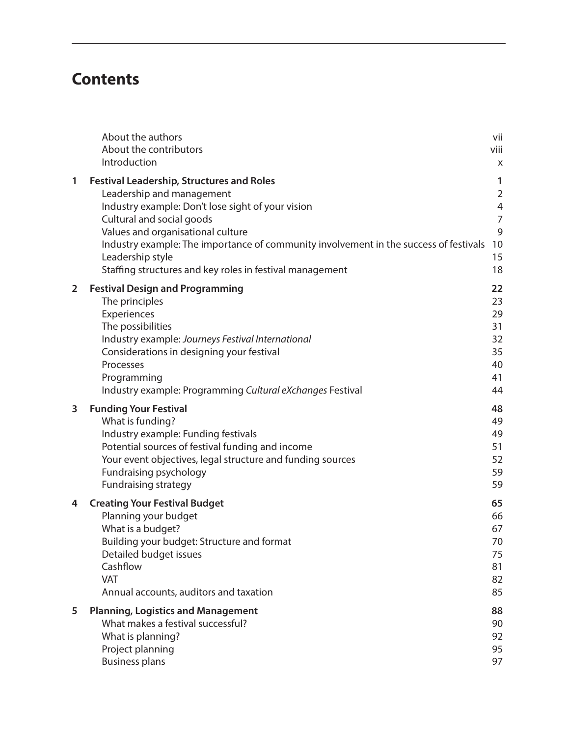# Contents

| | | |
|---|---|---|
| | About the authors | vii |
| | About the contributors | viii |
| | Introduction | x |
| **1** | **Festival Leadership, Structures and Roles** | **1** |
| | Leadership and management | 2 |
| | Industry example: Don't lose sight of your vision | 4 |
| | Cultural and social goods | 7 |
| | Values and organisational culture | 9 |
| | Industry example: The importance of community involvement in the success of festivals | 10 |
| | Leadership style | 15 |
| | Staffing structures and key roles in festival management | 18 |
| **2** | **Festival Design and Programming** | **22** |
| | The principles | 23 |
| | Experiences | 29 |
| | The possibilities | 31 |
| | Industry example: *Journeys Festival International* | 32 |
| | Considerations in designing your festival | 35 |
| | Processes | 40 |
| | Programming | 41 |
| | Industry example: Programming *Cultural eXchanges* Festival | 44 |
| **3** | **Funding Your Festival** | **48** |
| | What is funding? | 49 |
| | Industry example: Funding festivals | 49 |
| | Potential sources of festival funding and income | 51 |
| | Your event objectives, legal structure and funding sources | 52 |
| | Fundraising psychology | 59 |
| | Fundraising strategy | 59 |
| **4** | **Creating Your Festival Budget** | **65** |
| | Planning your budget | 66 |
| | What is a budget? | 67 |
| | Building your budget: Structure and format | 70 |
| | Detailed budget issues | 75 |
| | Cashflow | 81 |
| | VAT | 82 |
| | Annual accounts, auditors and taxation | 85 |
| **5** | **Planning, Logistics and Management** | **88** |
| | What makes a festival successful? | 90 |
| | What is planning? | 92 |
| | Project planning | 95 |
| | Business plans | 97 |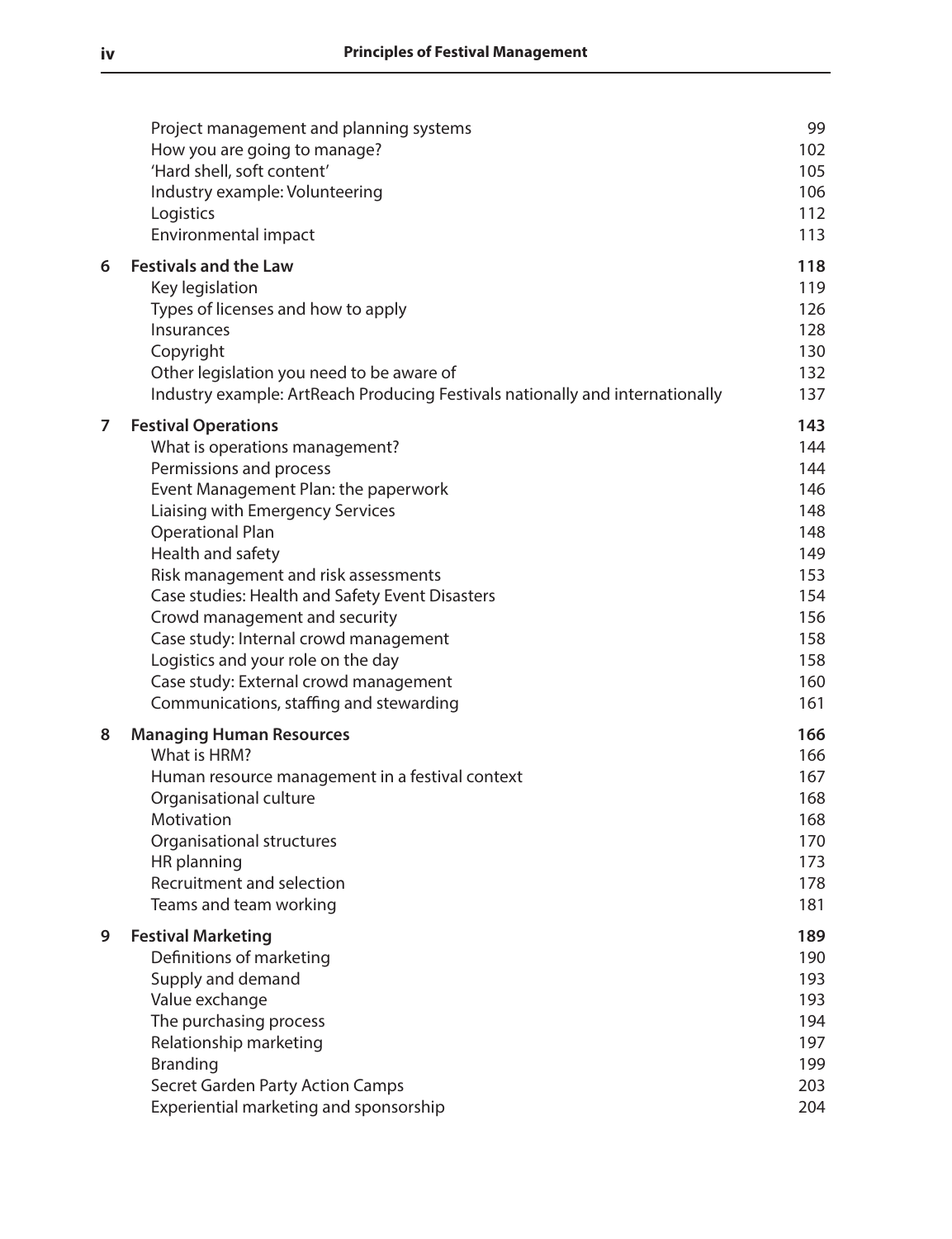| | | |
|---|---|---|
| | Project management and planning systems | 99 |
| | How you are going to manage? | 102 |
| | 'Hard shell, soft content' | 105 |
| | Industry example: Volunteering | 106 |
| | Logistics | 112 |
| | Environmental impact | 113 |
| **6** | **Festivals and the Law** | **118** |
| | Key legislation | 119 |
| | Types of licenses and how to apply | 126 |
| | Insurances | 128 |
| | Copyright | 130 |
| | Other legislation you need to be aware of | 132 |
| | Industry example: ArtReach Producing Festivals nationally and internationally | 137 |
| **7** | **Festival Operations** | **143** |
| | What is operations management? | 144 |
| | Permissions and process | 144 |
| | Event Management Plan: the paperwork | 146 |
| | Liaising with Emergency Services | 148 |
| | Operational Plan | 148 |
| | Health and safety | 149 |
| | Risk management and risk assessments | 153 |
| | Case studies: Health and Safety Event Disasters | 154 |
| | Crowd management and security | 156 |
| | Case study: Internal crowd management | 158 |
| | Logistics and your role on the day | 158 |
| | Case study: External crowd management | 160 |
| | Communications, staffing and stewarding | 161 |
| **8** | **Managing Human Resources** | **166** |
| | What is HRM? | 166 |
| | Human resource management in a festival context | 167 |
| | Organisational culture | 168 |
| | Motivation | 168 |
| | Organisational structures | 170 |
| | HR planning | 173 |
| | Recruitment and selection | 178 |
| | Teams and team working | 181 |
| **9** | **Festival Marketing** | **189** |
| | Definitions of marketing | 190 |
| | Supply and demand | 193 |
| | Value exchange | 193 |
| | The purchasing process | 194 |
| | Relationship marketing | 197 |
| | Branding | 199 |
| | Secret Garden Party Action Camps | 203 |
| | Experiential marketing and sponsorship | 204 |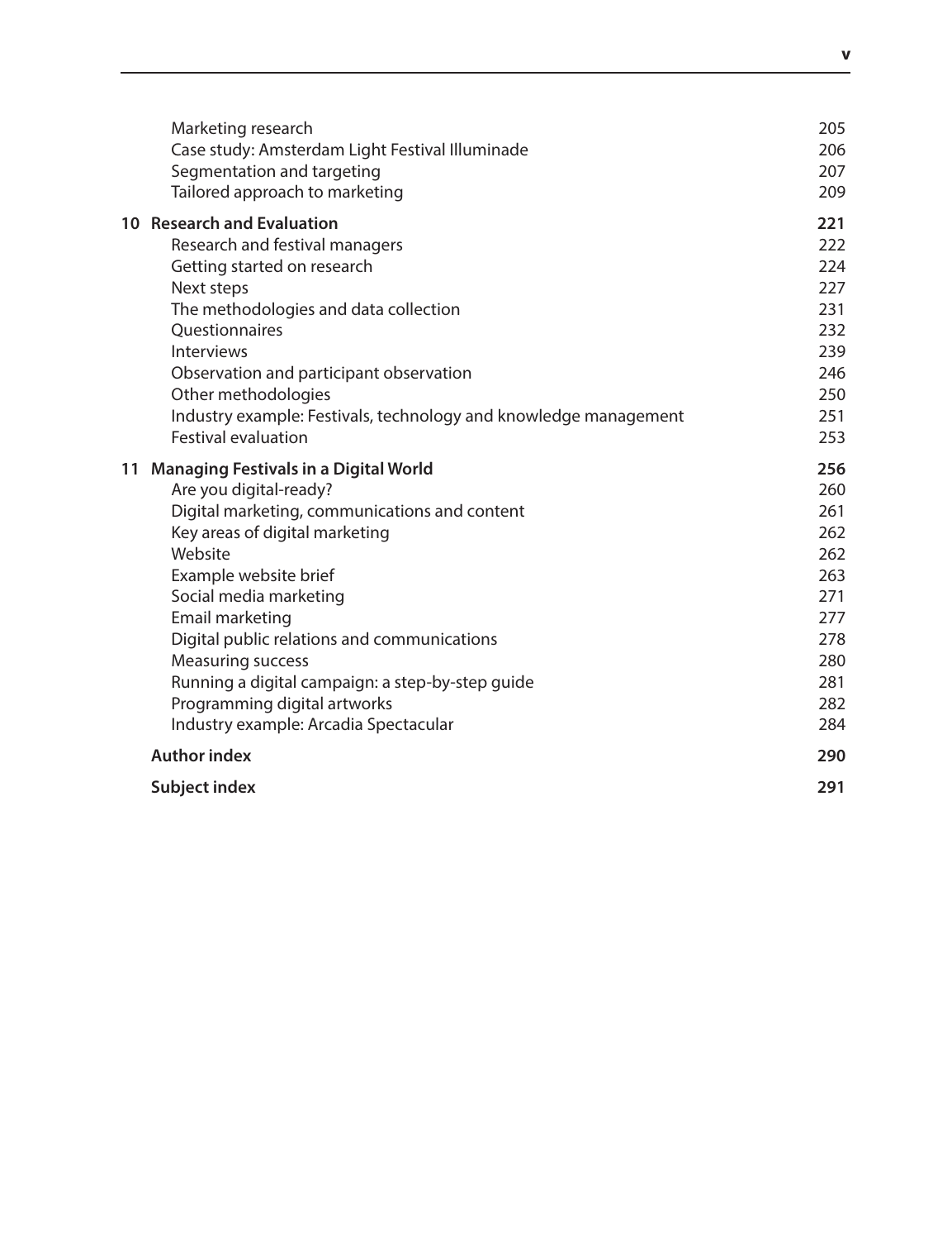| | | |
|---|---|---|
| | Marketing research | 205 |
| | Case study: Amsterdam Light Festival Illuminade | 206 |
| | Segmentation and targeting | 207 |
| | Tailored approach to marketing | 209 |
| **10** | **Research and Evaluation** | **221** |
| | Research and festival managers | 222 |
| | Getting started on research | 224 |
| | Next steps | 227 |
| | The methodologies and data collection | 231 |
| | Questionnaires | 232 |
| | Interviews | 239 |
| | Observation and participant observation | 246 |
| | Other methodologies | 250 |
| | Industry example: Festivals, technology and knowledge management | 251 |
| | Festival evaluation | 253 |
| **11** | **Managing Festivals in a Digital World** | **256** |
| | Are you digital-ready? | 260 |
| | Digital marketing, communications and content | 261 |
| | Key areas of digital marketing | 262 |
| | Website | 262 |
| | Example website brief | 263 |
| | Social media marketing | 271 |
| | Email marketing | 277 |
| | Digital public relations and communications | 278 |
| | Measuring success | 280 |
| | Running a digital campaign: a step-by-step guide | 281 |
| | Programming digital artworks | 282 |
| | Industry example: Arcadia Spectacular | 284 |
| | **Author index** | **290** |
| | **Subject index** | **291** |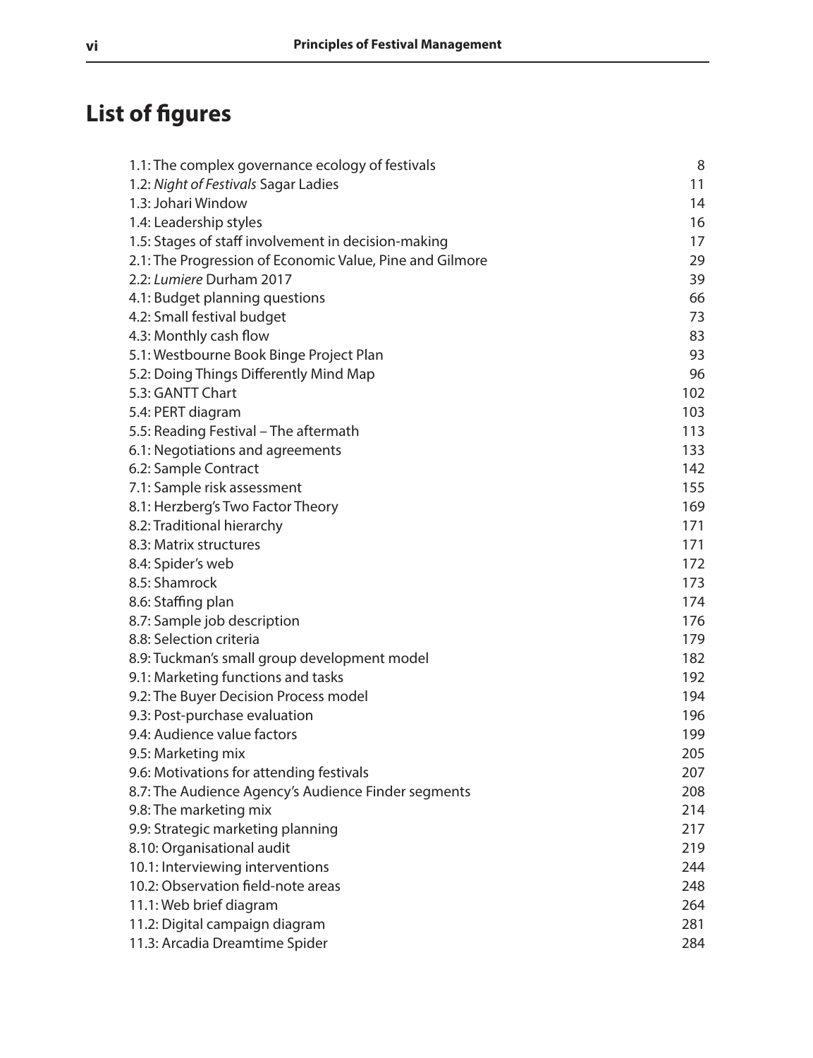# List of figures

| | |
|---|---|
| 1.1: The complex governance ecology of festivals | 8 |
| 1.2: *Night of Festivals* Sagar Ladies | 11 |
| 1.3: Johari Window | 14 |
| 1.4: Leadership styles | 16 |
| 1.5: Stages of staff involvement in decision-making | 17 |
| 2.1: The Progression of Economic Value, Pine and Gilmore | 29 |
| 2.2: *Lumiere* Durham 2017 | 39 |
| 4.1: Budget planning questions | 66 |
| 4.2: Small festival budget | 73 |
| 4.3: Monthly cash flow | 83 |
| 5.1: Westbourne Book Binge Project Plan | 93 |
| 5.2: Doing Things Differently Mind Map | 96 |
| 5.3: GANTT Chart | 102 |
| 5.4: PERT diagram | 103 |
| 5.5: Reading Festival – The aftermath | 113 |
| 6.1: Negotiations and agreements | 133 |
| 6.2: Sample Contract | 142 |
| 7.1: Sample risk assessment | 155 |
| 8.1: Herzberg's Two Factor Theory | 169 |
| 8.2: Traditional hierarchy | 171 |
| 8.3: Matrix structures | 171 |
| 8.4: Spider's web | 172 |
| 8.5: Shamrock | 173 |
| 8.6: Staffing plan | 174 |
| 8.7: Sample job description | 176 |
| 8.8: Selection criteria | 179 |
| 8.9: Tuckman's small group development model | 182 |
| 9.1: Marketing functions and tasks | 192 |
| 9.2: The Buyer Decision Process model | 194 |
| 9.3: Post-purchase evaluation | 196 |
| 9.4: Audience value factors | 199 |
| 9.5: Marketing mix | 205 |
| 9.6: Motivations for attending festivals | 207 |
| 8.7: The Audience Agency's Audience Finder segments | 208 |
| 9.8: The marketing mix | 214 |
| 9.9: Strategic marketing planning | 217 |
| 8.10: Organisational audit | 219 |
| 10.1: Interviewing interventions | 244 |
| 10.2: Observation field-note areas | 248 |
| 11.1: Web brief diagram | 264 |
| 11.2: Digital campaign diagram | 281 |
| 11.3: Arcadia Dreamtime Spider | 284 |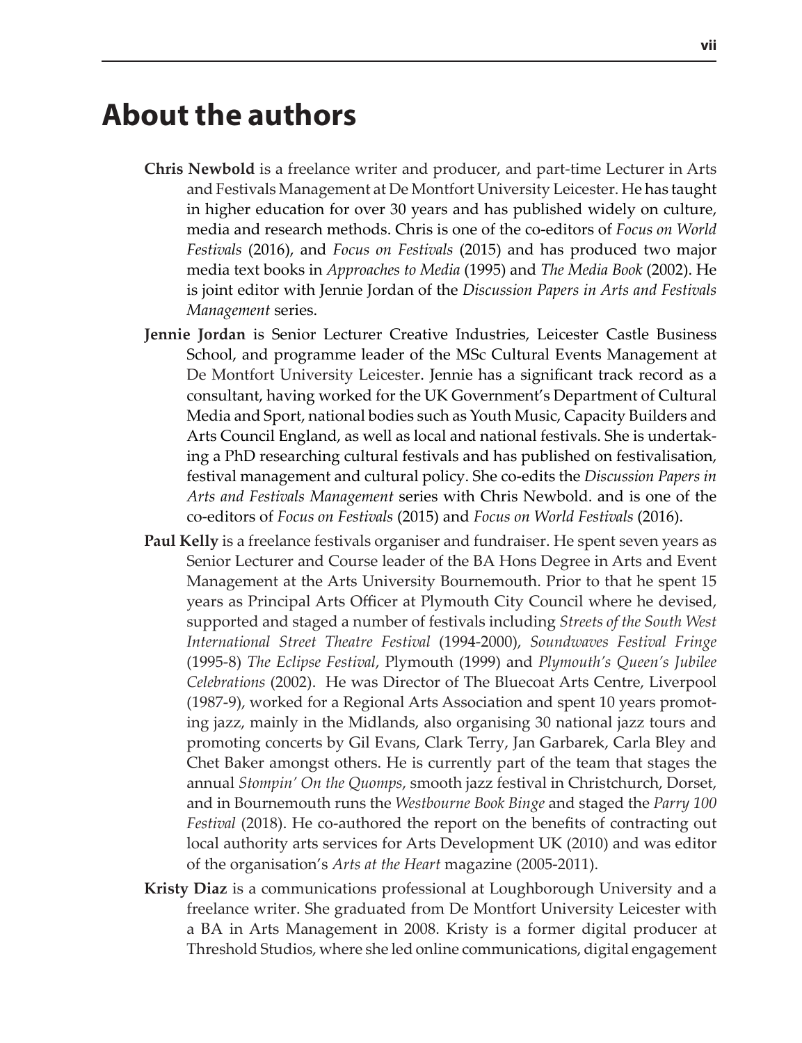# About the authors

**Chris Newbold** is a freelance writer and producer, and part-time Lecturer in Arts and Festivals Management at De Montfort University Leicester. He has taught in higher education for over 30 years and has published widely on culture, media and research methods. Chris is one of the co-editors of *Focus on World Festivals* (2016), and *Focus on Festivals* (2015) and has produced two major media text books in *Approaches to Media* (1995) and *The Media Book* (2002). He is joint editor with Jennie Jordan of the *Discussion Papers in Arts and Festivals Management* series.

**Jennie Jordan** is Senior Lecturer Creative Industries, Leicester Castle Business School, and programme leader of the MSc Cultural Events Management at De Montfort University Leicester. Jennie has a significant track record as a consultant, having worked for the UK Government's Department of Cultural Media and Sport, national bodies such as Youth Music, Capacity Builders and Arts Council England, as well as local and national festivals. She is undertaking a PhD researching cultural festivals and has published on festivalisation, festival management and cultural policy. She co-edits the *Discussion Papers in Arts and Festivals Management* series with Chris Newbold. and is one of the co-editors of *Focus on Festivals* (2015) and *Focus on World Festivals* (2016).

**Paul Kelly** is a freelance festivals organiser and fundraiser. He spent seven years as Senior Lecturer and Course leader of the BA Hons Degree in Arts and Event Management at the Arts University Bournemouth. Prior to that he spent 15 years as Principal Arts Officer at Plymouth City Council where he devised, supported and staged a number of festivals including *Streets of the South West International Street Theatre Festival* (1994-2000), *Soundwaves Festival Fringe* (1995-8) *The Eclipse Festival*, Plymouth (1999) and *Plymouth's Queen's Jubilee Celebrations* (2002). He was Director of The Bluecoat Arts Centre, Liverpool (1987-9), worked for a Regional Arts Association and spent 10 years promoting jazz, mainly in the Midlands, also organising 30 national jazz tours and promoting concerts by Gil Evans, Clark Terry, Jan Garbarek, Carla Bley and Chet Baker amongst others. He is currently part of the team that stages the annual *Stompin' On the Quomps*, smooth jazz festival in Christchurch, Dorset, and in Bournemouth runs the *Westbourne Book Binge* and staged the *Parry 100 Festival* (2018). He co-authored the report on the benefits of contracting out local authority arts services for Arts Development UK (2010) and was editor of the organisation's *Arts at the Heart* magazine (2005-2011).

**Kristy Diaz** is a communications professional at Loughborough University and a freelance writer. She graduated from De Montfort University Leicester with a BA in Arts Management in 2008. Kristy is a former digital producer at Threshold Studios, where she led online communications, digital engagement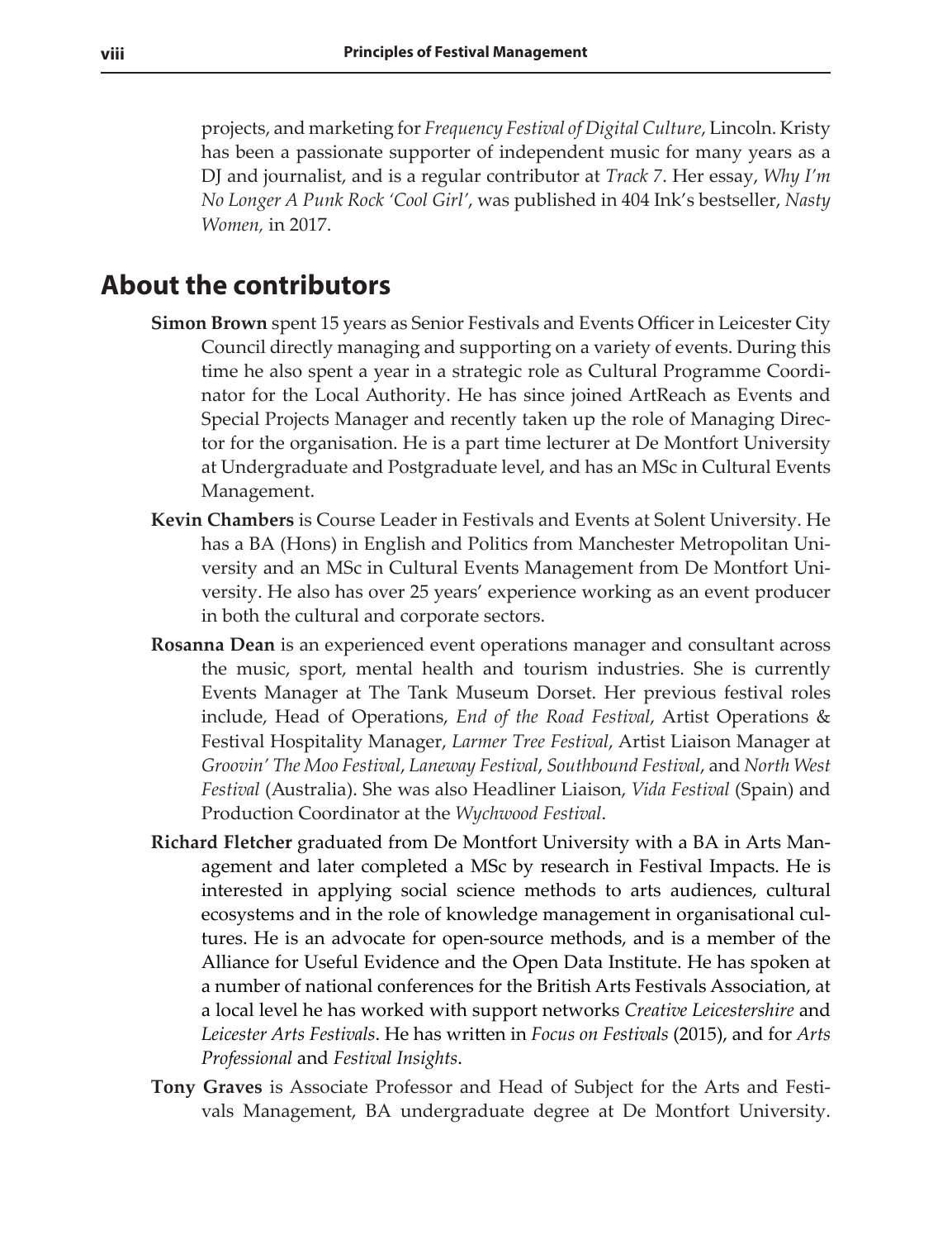projects, and marketing for *Frequency Festival of Digital Culture*, Lincoln. Kristy has been a passionate supporter of independent music for many years as a DJ and journalist, and is a regular contributor at *Track 7*. Her essay, *Why I'm No Longer A Punk Rock 'Cool Girl'*, was published in 404 Ink's bestseller, *Nasty Women,* in 2017.

## About the contributors

**Simon Brown** spent 15 years as Senior Festivals and Events Officer in Leicester City Council directly managing and supporting on a variety of events. During this time he also spent a year in a strategic role as Cultural Programme Coordinator for the Local Authority. He has since joined ArtReach as Events and Special Projects Manager and recently taken up the role of Managing Director for the organisation. He is a part time lecturer at De Montfort University at Undergraduate and Postgraduate level, and has an MSc in Cultural Events Management.

**Kevin Chambers** is Course Leader in Festivals and Events at Solent University. He has a BA (Hons) in English and Politics from Manchester Metropolitan University and an MSc in Cultural Events Management from De Montfort University. He also has over 25 years' experience working as an event producer in both the cultural and corporate sectors.

**Rosanna Dean** is an experienced event operations manager and consultant across the music, sport, mental health and tourism industries. She is currently Events Manager at The Tank Museum Dorset. Her previous festival roles include, Head of Operations, *End of the Road Festival*, Artist Operations & Festival Hospitality Manager, *Larmer Tree Festival*, Artist Liaison Manager at *Groovin' The Moo Festival*, *Laneway Festival*, *Southbound Festival*, and *North West Festival* (Australia). She was also Headliner Liaison, *Vida Festival* (Spain) and Production Coordinator at the *Wychwood Festival*.

**Richard Fletcher** graduated from De Montfort University with a BA in Arts Management and later completed a MSc by research in Festival Impacts. He is interested in applying social science methods to arts audiences, cultural ecosystems and in the role of knowledge management in organisational cultures. He is an advocate for open-source methods, and is a member of the Alliance for Useful Evidence and the Open Data Institute. He has spoken at a number of national conferences for the British Arts Festivals Association, at a local level he has worked with support networks *Creative Leicestershire* and *Leicester Arts Festivals*. He has written in *Focus on Festivals* (2015), and for *Arts Professional* and *Festival Insights*.

**Tony Graves** is Associate Professor and Head of Subject for the Arts and Festivals Management, BA undergraduate degree at De Montfort University.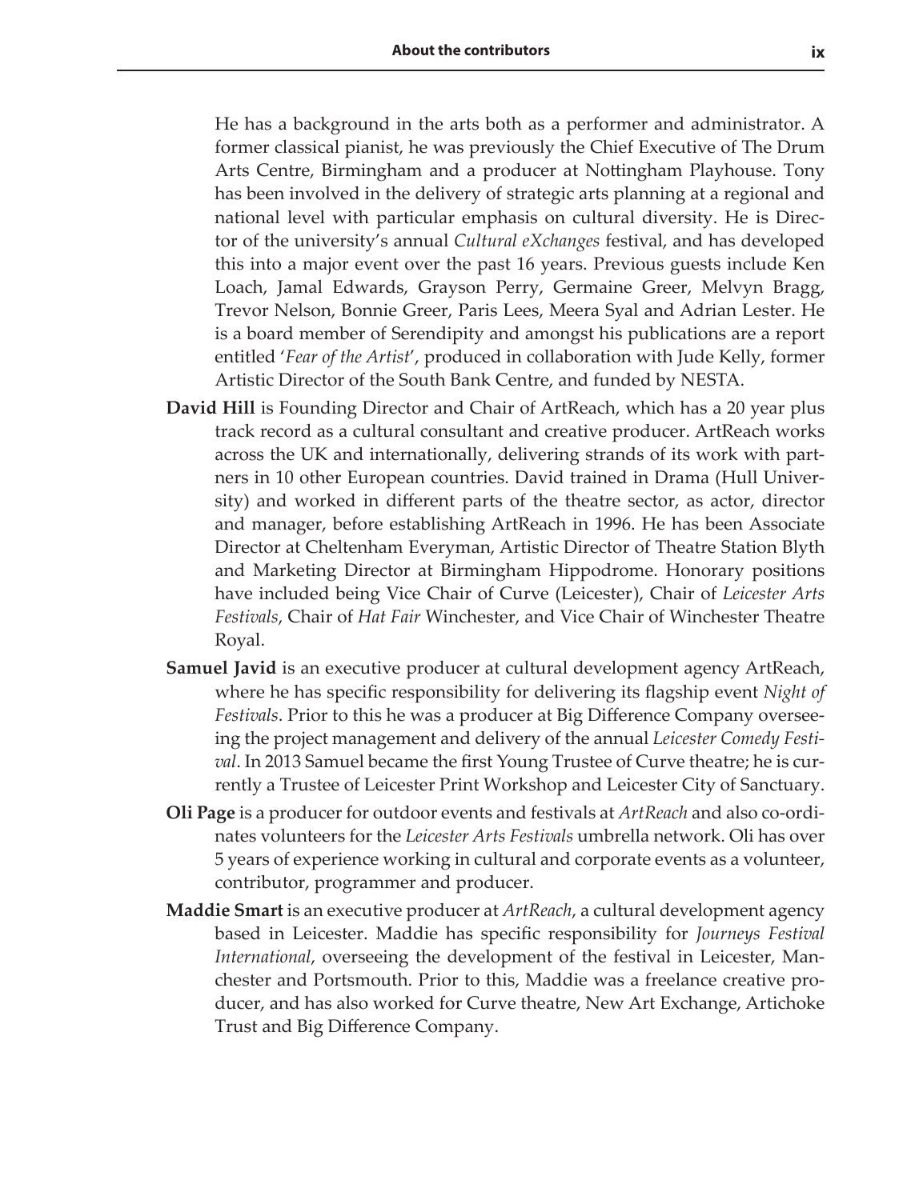He has a background in the arts both as a performer and administrator. A former classical pianist, he was previously the Chief Executive of The Drum Arts Centre, Birmingham and a producer at Nottingham Playhouse. Tony has been involved in the delivery of strategic arts planning at a regional and national level with particular emphasis on cultural diversity. He is Director of the university's annual *Cultural eXchanges* festival, and has developed this into a major event over the past 16 years. Previous guests include Ken Loach, Jamal Edwards, Grayson Perry, Germaine Greer, Melvyn Bragg, Trevor Nelson, Bonnie Greer, Paris Lees, Meera Syal and Adrian Lester. He is a board member of Serendipity and amongst his publications are a report entitled '*Fear of the Artist*', produced in collaboration with Jude Kelly, former Artistic Director of the South Bank Centre, and funded by NESTA.

**David Hill** is Founding Director and Chair of ArtReach, which has a 20 year plus track record as a cultural consultant and creative producer. ArtReach works across the UK and internationally, delivering strands of its work with partners in 10 other European countries. David trained in Drama (Hull University) and worked in different parts of the theatre sector, as actor, director and manager, before establishing ArtReach in 1996. He has been Associate Director at Cheltenham Everyman, Artistic Director of Theatre Station Blyth and Marketing Director at Birmingham Hippodrome. Honorary positions have included being Vice Chair of Curve (Leicester), Chair of *Leicester Arts Festivals*, Chair of *Hat Fair* Winchester, and Vice Chair of Winchester Theatre Royal.

**Samuel Javid** is an executive producer at cultural development agency ArtReach, where he has specific responsibility for delivering its flagship event *Night of Festivals*. Prior to this he was a producer at Big Difference Company overseeing the project management and delivery of the annual *Leicester Comedy Festival*. In 2013 Samuel became the first Young Trustee of Curve theatre; he is currently a Trustee of Leicester Print Workshop and Leicester City of Sanctuary.

**Oli Page** is a producer for outdoor events and festivals at *ArtReach* and also co-ordinates volunteers for the *Leicester Arts Festivals* umbrella network. Oli has over 5 years of experience working in cultural and corporate events as a volunteer, contributor, programmer and producer.

**Maddie Smart** is an executive producer at *ArtReach*, a cultural development agency based in Leicester. Maddie has specific responsibility for *Journeys Festival International*, overseeing the development of the festival in Leicester, Manchester and Portsmouth. Prior to this, Maddie was a freelance creative producer, and has also worked for Curve theatre, New Art Exchange, Artichoke Trust and Big Difference Company.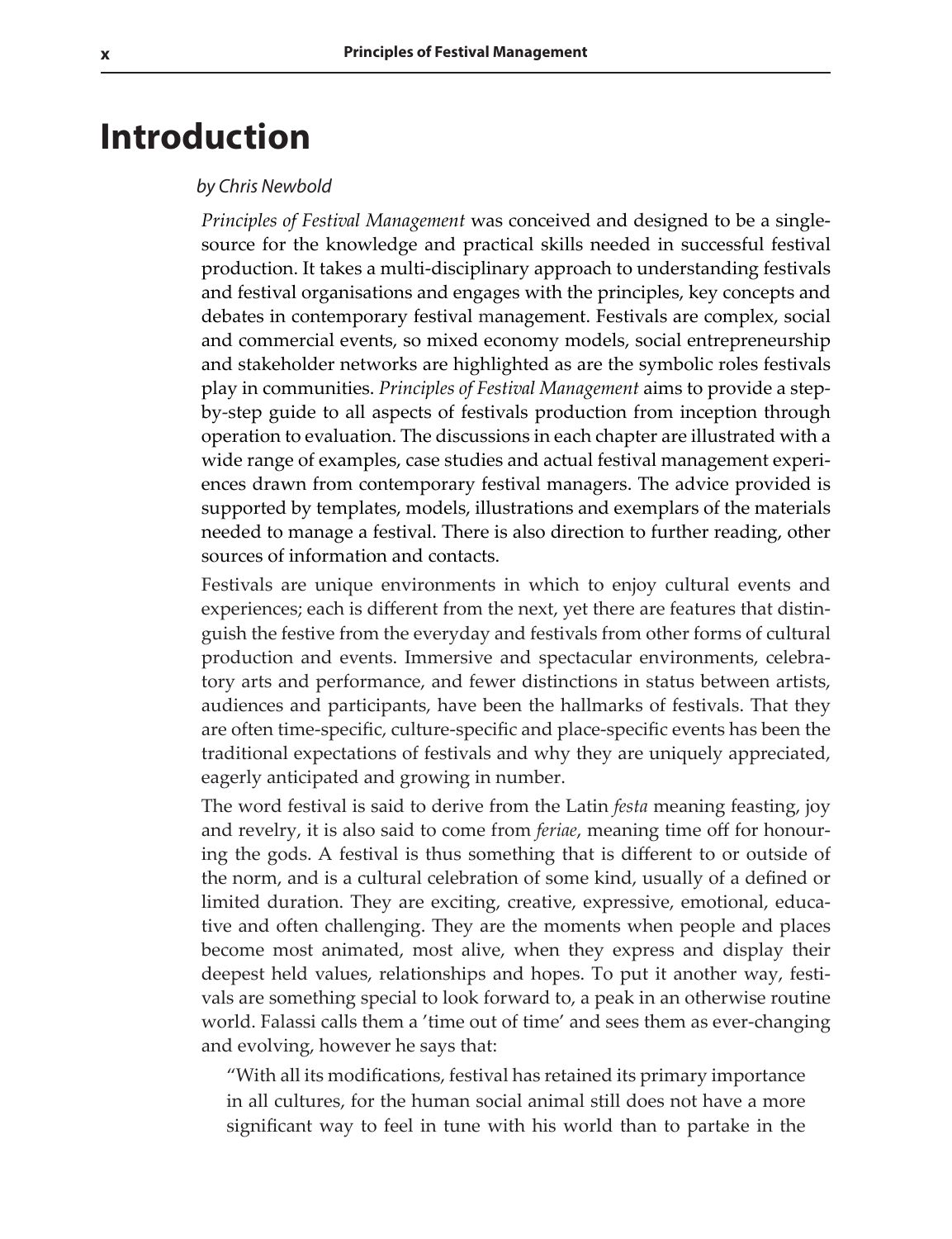# Introduction

*by Chris Newbold*

*Principles of Festival Management* was conceived and designed to be a single-source for the knowledge and practical skills needed in successful festival production. It takes a multi-disciplinary approach to understanding festivals and festival organisations and engages with the principles, key concepts and debates in contemporary festival management. Festivals are complex, social and commercial events, so mixed economy models, social entrepreneurship and stakeholder networks are highlighted as are the symbolic roles festivals play in communities. *Principles of Festival Management* aims to provide a step-by-step guide to all aspects of festivals production from inception through operation to evaluation. The discussions in each chapter are illustrated with a wide range of examples, case studies and actual festival management experiences drawn from contemporary festival managers. The advice provided is supported by templates, models, illustrations and exemplars of the materials needed to manage a festival. There is also direction to further reading, other sources of information and contacts.

Festivals are unique environments in which to enjoy cultural events and experiences; each is different from the next, yet there are features that distinguish the festive from the everyday and festivals from other forms of cultural production and events. Immersive and spectacular environments, celebratory arts and performance, and fewer distinctions in status between artists, audiences and participants, have been the hallmarks of festivals. That they are often time-specific, culture-specific and place-specific events has been the traditional expectations of festivals and why they are uniquely appreciated, eagerly anticipated and growing in number.

The word festival is said to derive from the Latin *festa* meaning feasting, joy and revelry, it is also said to come from *feriae*, meaning time off for honouring the gods. A festival is thus something that is different to or outside of the norm, and is a cultural celebration of some kind, usually of a defined or limited duration. They are exciting, creative, expressive, emotional, educative and often challenging. They are the moments when people and places become most animated, most alive, when they express and display their deepest held values, relationships and hopes. To put it another way, festivals are something special to look forward to, a peak in an otherwise routine world. Falassi calls them a 'time out of time' and sees them as ever-changing and evolving, however he says that:

> "With all its modifications, festival has retained its primary importance in all cultures, for the human social animal still does not have a more significant way to feel in tune with his world than to partake in the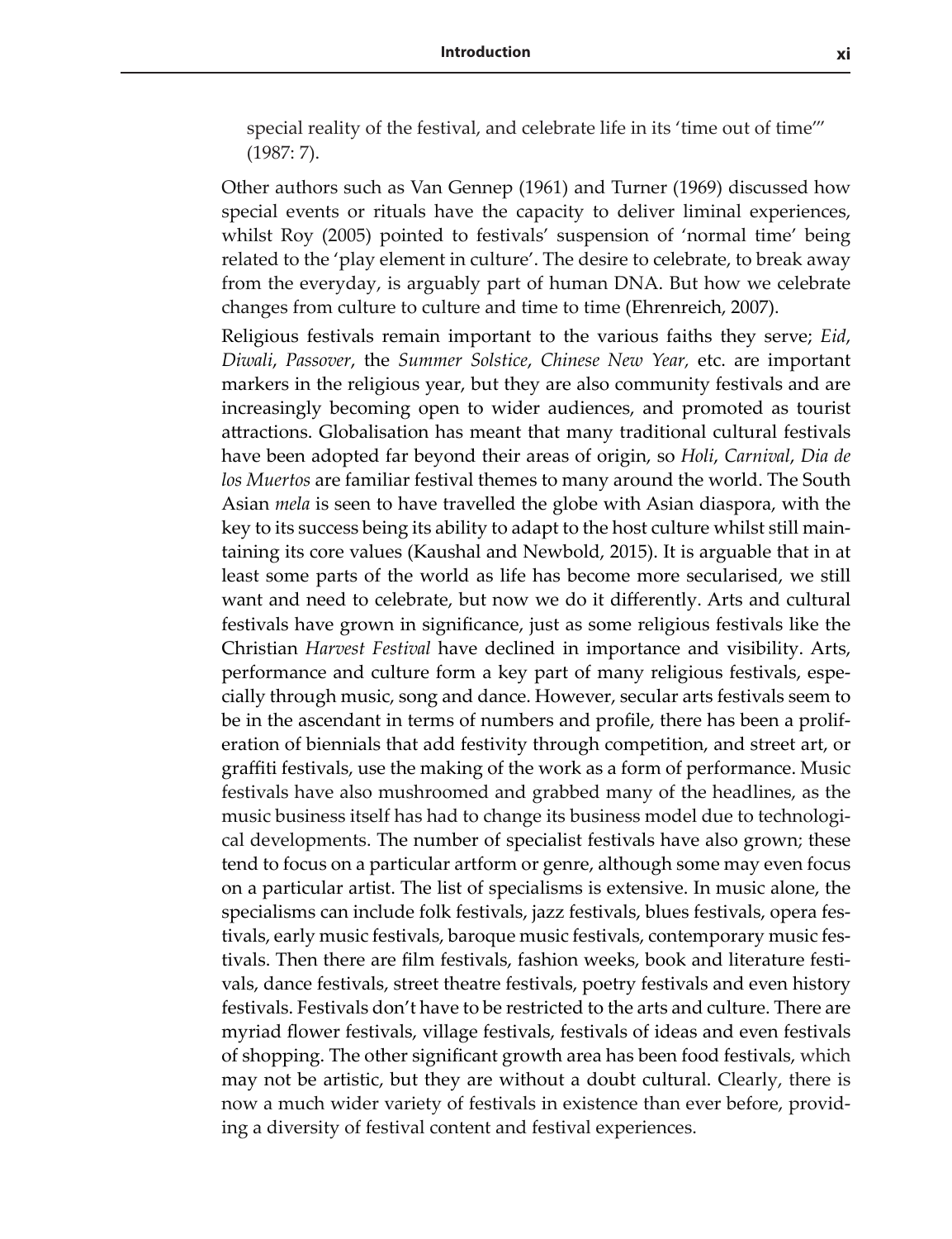special reality of the festival, and celebrate life in its 'time out of time'" (1987: 7).

Other authors such as Van Gennep (1961) and Turner (1969) discussed how special events or rituals have the capacity to deliver liminal experiences, whilst Roy (2005) pointed to festivals' suspension of 'normal time' being related to the 'play element in culture'. The desire to celebrate, to break away from the everyday, is arguably part of human DNA. But how we celebrate changes from culture to culture and time to time (Ehrenreich, 2007).

Religious festivals remain important to the various faiths they serve; *Eid*, *Diwali*, *Passover*, the *Summer Solstice*, *Chinese New Year*, etc. are important markers in the religious year, but they are also community festivals and are increasingly becoming open to wider audiences, and promoted as tourist attractions. Globalisation has meant that many traditional cultural festivals have been adopted far beyond their areas of origin, so *Holi*, *Carnival*, *Dia de los Muertos* are familiar festival themes to many around the world. The South Asian *mela* is seen to have travelled the globe with Asian diaspora, with the key to its success being its ability to adapt to the host culture whilst still maintaining its core values (Kaushal and Newbold, 2015). It is arguable that in at least some parts of the world as life has become more secularised, we still want and need to celebrate, but now we do it differently. Arts and cultural festivals have grown in significance, just as some religious festivals like the Christian *Harvest Festival* have declined in importance and visibility. Arts, performance and culture form a key part of many religious festivals, especially through music, song and dance. However, secular arts festivals seem to be in the ascendant in terms of numbers and profile, there has been a proliferation of biennials that add festivity through competition, and street art, or graffiti festivals, use the making of the work as a form of performance. Music festivals have also mushroomed and grabbed many of the headlines, as the music business itself has had to change its business model due to technological developments. The number of specialist festivals have also grown; these tend to focus on a particular artform or genre, although some may even focus on a particular artist. The list of specialisms is extensive. In music alone, the specialisms can include folk festivals, jazz festivals, blues festivals, opera festivals, early music festivals, baroque music festivals, contemporary music festivals. Then there are film festivals, fashion weeks, book and literature festivals, dance festivals, street theatre festivals, poetry festivals and even history festivals. Festivals don't have to be restricted to the arts and culture. There are myriad flower festivals, village festivals, festivals of ideas and even festivals of shopping. The other significant growth area has been food festivals, which may not be artistic, but they are without a doubt cultural. Clearly, there is now a much wider variety of festivals in existence than ever before, providing a diversity of festival content and festival experiences.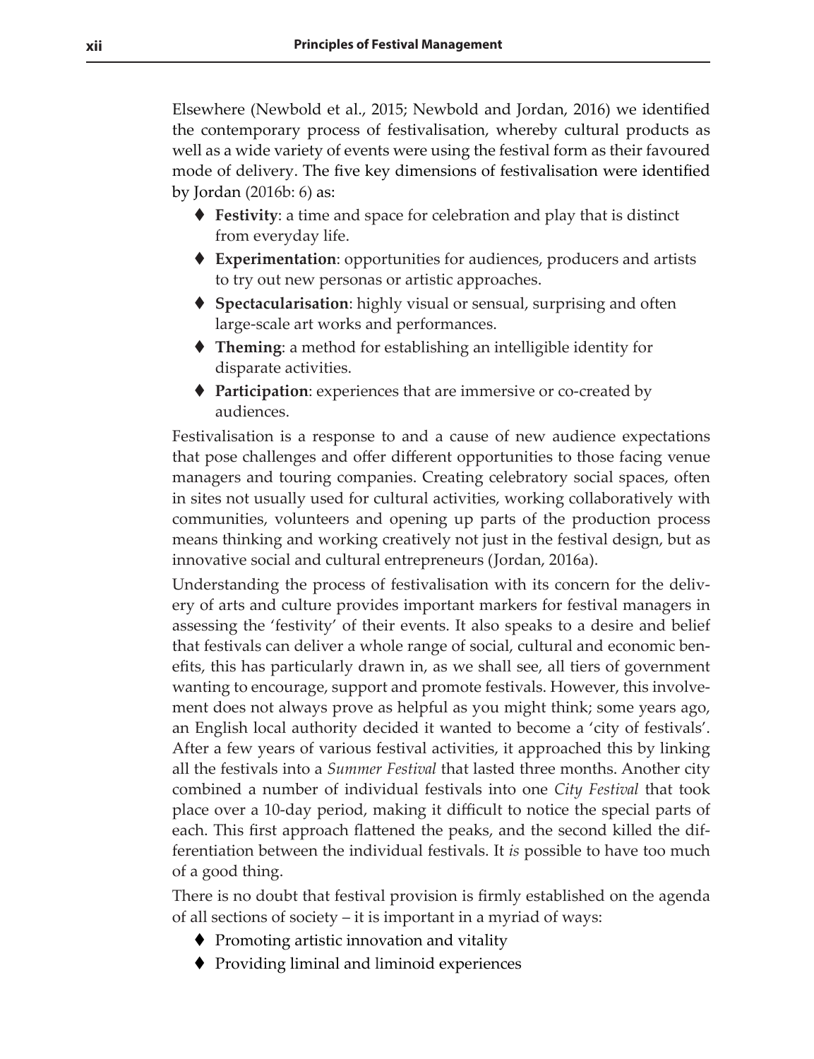Elsewhere (Newbold et al., 2015; Newbold and Jordan, 2016) we identified the contemporary process of festivalisation, whereby cultural products as well as a wide variety of events were using the festival form as their favoured mode of delivery. The five key dimensions of festivalisation were identified by Jordan (2016b: 6) as:

- **Festivity**: a time and space for celebration and play that is distinct from everyday life.
- **Experimentation**: opportunities for audiences, producers and artists to try out new personas or artistic approaches.
- **Spectacularisation**: highly visual or sensual, surprising and often large-scale art works and performances.
- **Theming**: a method for establishing an intelligible identity for disparate activities.
- **Participation**: experiences that are immersive or co-created by audiences.

Festivalisation is a response to and a cause of new audience expectations that pose challenges and offer different opportunities to those facing venue managers and touring companies. Creating celebratory social spaces, often in sites not usually used for cultural activities, working collaboratively with communities, volunteers and opening up parts of the production process means thinking and working creatively not just in the festival design, but as innovative social and cultural entrepreneurs (Jordan, 2016a).

Understanding the process of festivalisation with its concern for the delivery of arts and culture provides important markers for festival managers in assessing the 'festivity' of their events. It also speaks to a desire and belief that festivals can deliver a whole range of social, cultural and economic benefits, this has particularly drawn in, as we shall see, all tiers of government wanting to encourage, support and promote festivals. However, this involvement does not always prove as helpful as you might think; some years ago, an English local authority decided it wanted to become a 'city of festivals'. After a few years of various festival activities, it approached this by linking all the festivals into a *Summer Festival* that lasted three months. Another city combined a number of individual festivals into one *City Festival* that took place over a 10-day period, making it difficult to notice the special parts of each. This first approach flattened the peaks, and the second killed the differentiation between the individual festivals. It *is* possible to have too much of a good thing.

There is no doubt that festival provision is firmly established on the agenda of all sections of society – it is important in a myriad of ways:

- Promoting artistic innovation and vitality
- Providing liminal and liminoid experiences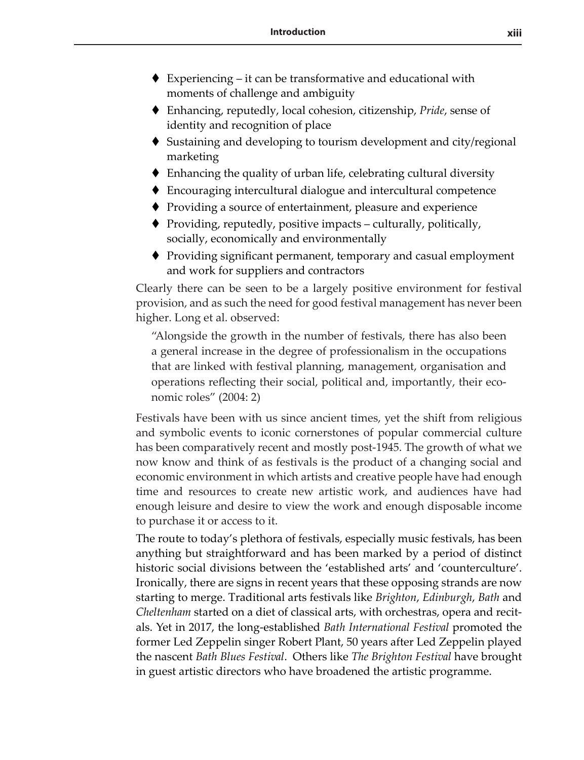- Experiencing – it can be transformative and educational with moments of challenge and ambiguity
- Enhancing, reputedly, local cohesion, citizenship, *Pride*, sense of identity and recognition of place
- Sustaining and developing to tourism development and city/regional marketing
- Enhancing the quality of urban life, celebrating cultural diversity
- Encouraging intercultural dialogue and intercultural competence
- Providing a source of entertainment, pleasure and experience
- Providing, reputedly, positive impacts – culturally, politically, socially, economically and environmentally
- Providing significant permanent, temporary and casual employment and work for suppliers and contractors

Clearly there can be seen to be a largely positive environment for festival provision, and as such the need for good festival management has never been higher. Long et al. observed:

> "Alongside the growth in the number of festivals, there has also been a general increase in the degree of professionalism in the occupations that are linked with festival planning, management, organisation and operations reflecting their social, political and, importantly, their economic roles" (2004: 2)

Festivals have been with us since ancient times, yet the shift from religious and symbolic events to iconic cornerstones of popular commercial culture has been comparatively recent and mostly post-1945. The growth of what we now know and think of as festivals is the product of a changing social and economic environment in which artists and creative people have had enough time and resources to create new artistic work, and audiences have had enough leisure and desire to view the work and enough disposable income to purchase it or access to it.

The route to today's plethora of festivals, especially music festivals, has been anything but straightforward and has been marked by a period of distinct historic social divisions between the 'established arts' and 'counterculture'. Ironically, there are signs in recent years that these opposing strands are now starting to merge. Traditional arts festivals like *Brighton*, *Edinburgh*, *Bath* and *Cheltenham* started on a diet of classical arts, with orchestras, opera and recitals. Yet in 2017, the long-established *Bath International Festival* promoted the former Led Zeppelin singer Robert Plant, 50 years after Led Zeppelin played the nascent *Bath Blues Festival*. Others like *The Brighton Festival* have brought in guest artistic directors who have broadened the artistic programme.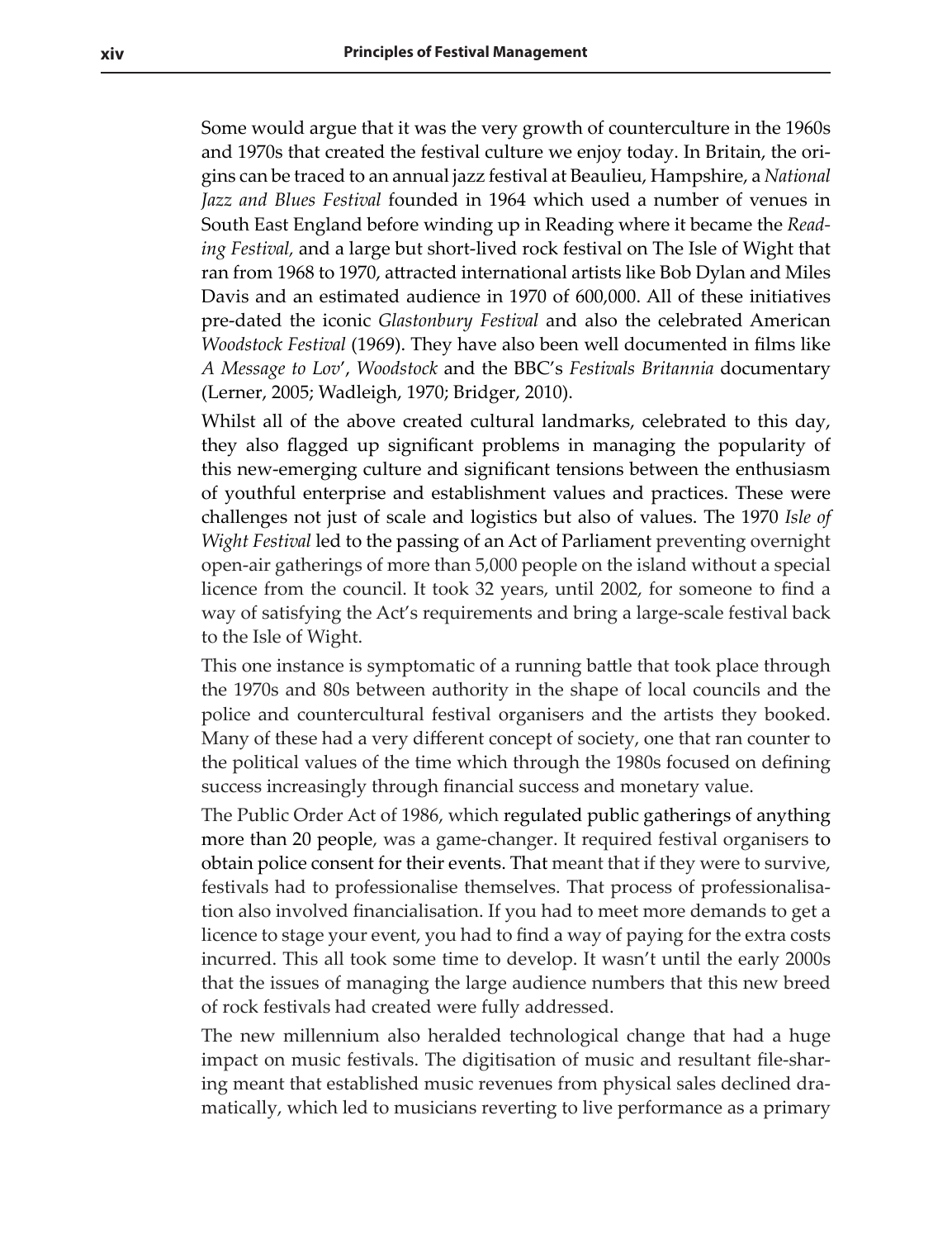Some would argue that it was the very growth of counterculture in the 1960s and 1970s that created the festival culture we enjoy today. In Britain, the origins can be traced to an annual jazz festival at Beaulieu, Hampshire, a *National Jazz and Blues Festival* founded in 1964 which used a number of venues in South East England before winding up in Reading where it became the *Reading Festival,* and a large but short-lived rock festival on The Isle of Wight that ran from 1968 to 1970, attracted international artists like Bob Dylan and Miles Davis and an estimated audience in 1970 of 600,000. All of these initiatives pre-dated the iconic *Glastonbury Festival* and also the celebrated American *Woodstock Festival* (1969). They have also been well documented in films like *A Message to Lov'*, *Woodstock* and the BBC's *Festivals Britannia* documentary (Lerner, 2005; Wadleigh, 1970; Bridger, 2010).

Whilst all of the above created cultural landmarks, celebrated to this day, they also flagged up significant problems in managing the popularity of this new-emerging culture and significant tensions between the enthusiasm of youthful enterprise and establishment values and practices. These were challenges not just of scale and logistics but also of values. The 1970 *Isle of Wight Festival* led to the passing of an Act of Parliament preventing overnight open-air gatherings of more than 5,000 people on the island without a special licence from the council. It took 32 years, until 2002, for someone to find a way of satisfying the Act's requirements and bring a large-scale festival back to the Isle of Wight.

This one instance is symptomatic of a running battle that took place through the 1970s and 80s between authority in the shape of local councils and the police and countercultural festival organisers and the artists they booked. Many of these had a very different concept of society, one that ran counter to the political values of the time which through the 1980s focused on defining success increasingly through financial success and monetary value.

The Public Order Act of 1986, which regulated public gatherings of anything more than 20 people, was a game-changer. It required festival organisers to obtain police consent for their events. That meant that if they were to survive, festivals had to professionalise themselves. That process of professionalisation also involved financialisation. If you had to meet more demands to get a licence to stage your event, you had to find a way of paying for the extra costs incurred. This all took some time to develop. It wasn't until the early 2000s that the issues of managing the large audience numbers that this new breed of rock festivals had created were fully addressed.

The new millennium also heralded technological change that had a huge impact on music festivals. The digitisation of music and resultant file-sharing meant that established music revenues from physical sales declined dramatically, which led to musicians reverting to live performance as a primary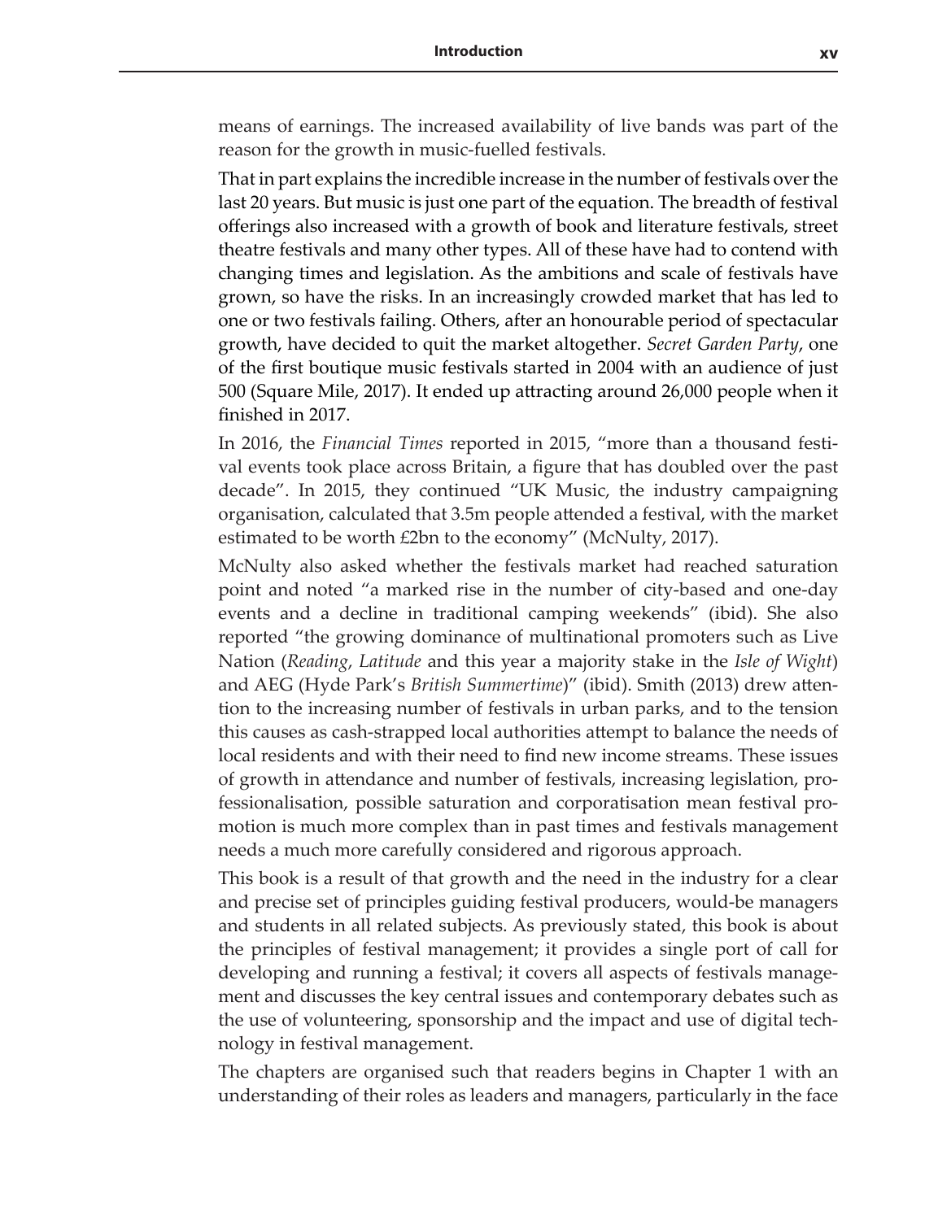means of earnings. The increased availability of live bands was part of the reason for the growth in music-fuelled festivals.

That in part explains the incredible increase in the number of festivals over the last 20 years. But music is just one part of the equation. The breadth of festival offerings also increased with a growth of book and literature festivals, street theatre festivals and many other types. All of these have had to contend with changing times and legislation. As the ambitions and scale of festivals have grown, so have the risks. In an increasingly crowded market that has led to one or two festivals failing. Others, after an honourable period of spectacular growth, have decided to quit the market altogether. *Secret Garden Party*, one of the first boutique music festivals started in 2004 with an audience of just 500 (Square Mile, 2017). It ended up attracting around 26,000 people when it finished in 2017.

In 2016, the *Financial Times* reported in 2015, "more than a thousand festival events took place across Britain, a figure that has doubled over the past decade". In 2015, they continued "UK Music, the industry campaigning organisation, calculated that 3.5m people attended a festival, with the market estimated to be worth £2bn to the economy" (McNulty, 2017).

McNulty also asked whether the festivals market had reached saturation point and noted "a marked rise in the number of city-based and one-day events and a decline in traditional camping weekends" (ibid). She also reported "the growing dominance of multinational promoters such as Live Nation (*Reading*, *Latitude* and this year a majority stake in the *Isle of Wight*) and AEG (Hyde Park's *British Summertime*)" (ibid). Smith (2013) drew attention to the increasing number of festivals in urban parks, and to the tension this causes as cash-strapped local authorities attempt to balance the needs of local residents and with their need to find new income streams. These issues of growth in attendance and number of festivals, increasing legislation, professionalisation, possible saturation and corporatisation mean festival promotion is much more complex than in past times and festivals management needs a much more carefully considered and rigorous approach.

This book is a result of that growth and the need in the industry for a clear and precise set of principles guiding festival producers, would-be managers and students in all related subjects. As previously stated, this book is about the principles of festival management; it provides a single port of call for developing and running a festival; it covers all aspects of festivals management and discusses the key central issues and contemporary debates such as the use of volunteering, sponsorship and the impact and use of digital technology in festival management.

The chapters are organised such that readers begins in Chapter 1 with an understanding of their roles as leaders and managers, particularly in the face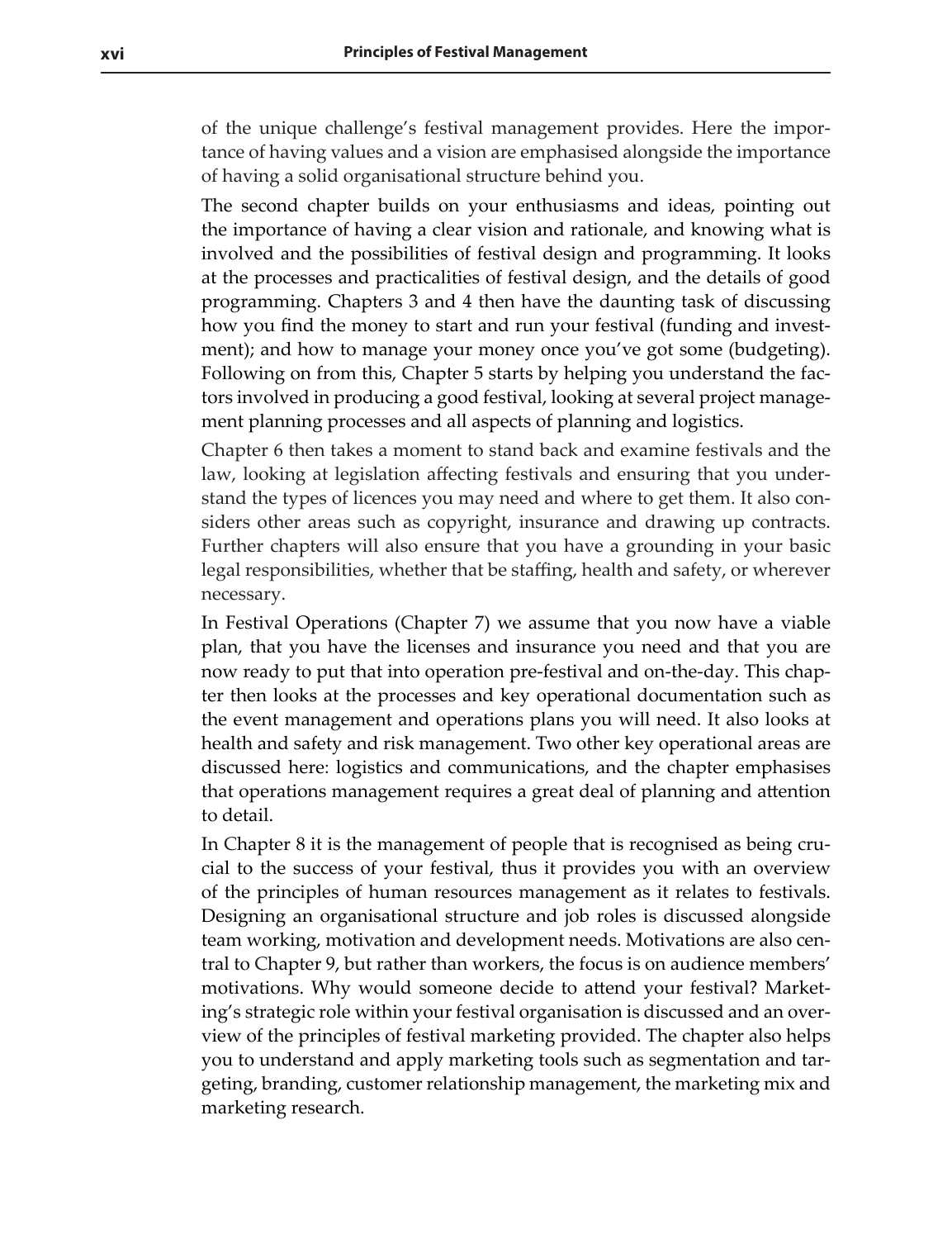of the unique challenge's festival management provides. Here the importance of having values and a vision are emphasised alongside the importance of having a solid organisational structure behind you.

The second chapter builds on your enthusiasms and ideas, pointing out the importance of having a clear vision and rationale, and knowing what is involved and the possibilities of festival design and programming. It looks at the processes and practicalities of festival design, and the details of good programming. Chapters 3 and 4 then have the daunting task of discussing how you find the money to start and run your festival (funding and investment); and how to manage your money once you've got some (budgeting). Following on from this, Chapter 5 starts by helping you understand the factors involved in producing a good festival, looking at several project management planning processes and all aspects of planning and logistics.

Chapter 6 then takes a moment to stand back and examine festivals and the law, looking at legislation affecting festivals and ensuring that you understand the types of licences you may need and where to get them. It also considers other areas such as copyright, insurance and drawing up contracts. Further chapters will also ensure that you have a grounding in your basic legal responsibilities, whether that be staffing, health and safety, or wherever necessary.

In Festival Operations (Chapter 7) we assume that you now have a viable plan, that you have the licenses and insurance you need and that you are now ready to put that into operation pre-festival and on-the-day. This chapter then looks at the processes and key operational documentation such as the event management and operations plans you will need. It also looks at health and safety and risk management. Two other key operational areas are discussed here: logistics and communications, and the chapter emphasises that operations management requires a great deal of planning and attention to detail.

In Chapter 8 it is the management of people that is recognised as being crucial to the success of your festival, thus it provides you with an overview of the principles of human resources management as it relates to festivals. Designing an organisational structure and job roles is discussed alongside team working, motivation and development needs. Motivations are also central to Chapter 9, but rather than workers, the focus is on audience members' motivations. Why would someone decide to attend your festival? Marketing's strategic role within your festival organisation is discussed and an overview of the principles of festival marketing provided. The chapter also helps you to understand and apply marketing tools such as segmentation and targeting, branding, customer relationship management, the marketing mix and marketing research.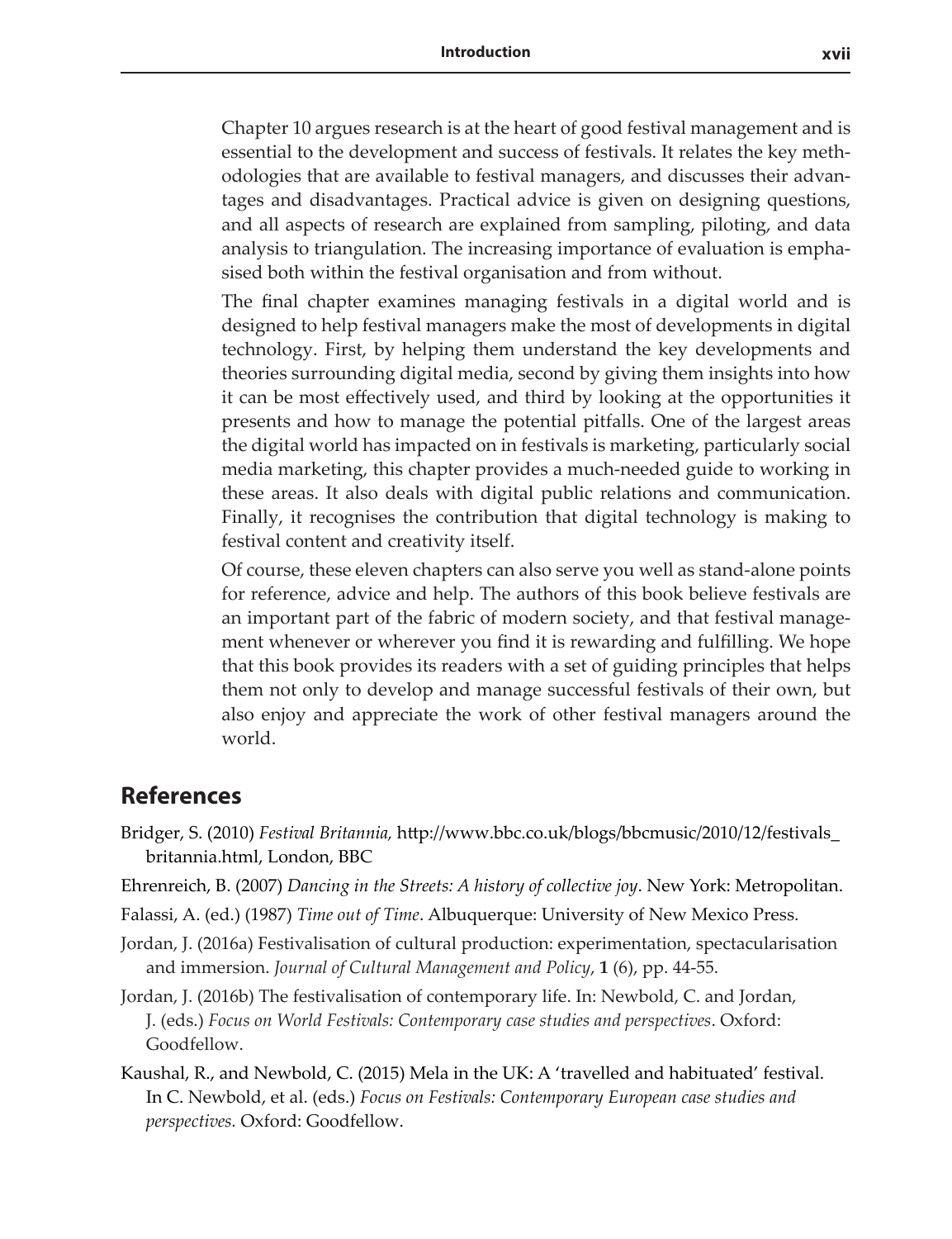Chapter 10 argues research is at the heart of good festival management and is essential to the development and success of festivals. It relates the key methodologies that are available to festival managers, and discusses their advantages and disadvantages. Practical advice is given on designing questions, and all aspects of research are explained from sampling, piloting, and data analysis to triangulation. The increasing importance of evaluation is emphasised both within the festival organisation and from without.

The final chapter examines managing festivals in a digital world and is designed to help festival managers make the most of developments in digital technology. First, by helping them understand the key developments and theories surrounding digital media, second by giving them insights into how it can be most effectively used, and third by looking at the opportunities it presents and how to manage the potential pitfalls. One of the largest areas the digital world has impacted on in festivals is marketing, particularly social media marketing, this chapter provides a much-needed guide to working in these areas. It also deals with digital public relations and communication. Finally, it recognises the contribution that digital technology is making to festival content and creativity itself.

Of course, these eleven chapters can also serve you well as stand-alone points for reference, advice and help. The authors of this book believe festivals are an important part of the fabric of modern society, and that festival management whenever or wherever you find it is rewarding and fulfilling. We hope that this book provides its readers with a set of guiding principles that helps them not only to develop and manage successful festivals of their own, but also enjoy and appreciate the work of other festival managers around the world.

## References

Bridger, S. (2010) *Festival Britannia,* http://www.bbc.co.uk/blogs/bbcmusic/2010/12/festivals_britannia.html, London, BBC

Ehrenreich, B. (2007) *Dancing in the Streets: A history of collective joy*. New York: Metropolitan.

Falassi, A. (ed.) (1987) *Time out of Time*. Albuquerque: University of New Mexico Press.

Jordan, J. (2016a) Festivalisation of cultural production: experimentation, spectacularisation and immersion. *Journal of Cultural Management and Policy*, **1** (6), pp. 44-55.

Jordan, J. (2016b) The festivalisation of contemporary life. In: Newbold, C. and Jordan, J. (eds.) *Focus on World Festivals: Contemporary case studies and perspectives*. Oxford: Goodfellow.

Kaushal, R., and Newbold, C. (2015) Mela in the UK: A 'travelled and habituated' festival. In C. Newbold, et al. (eds.) *Focus on Festivals: Contemporary European case studies and perspectives.* Oxford: Goodfellow.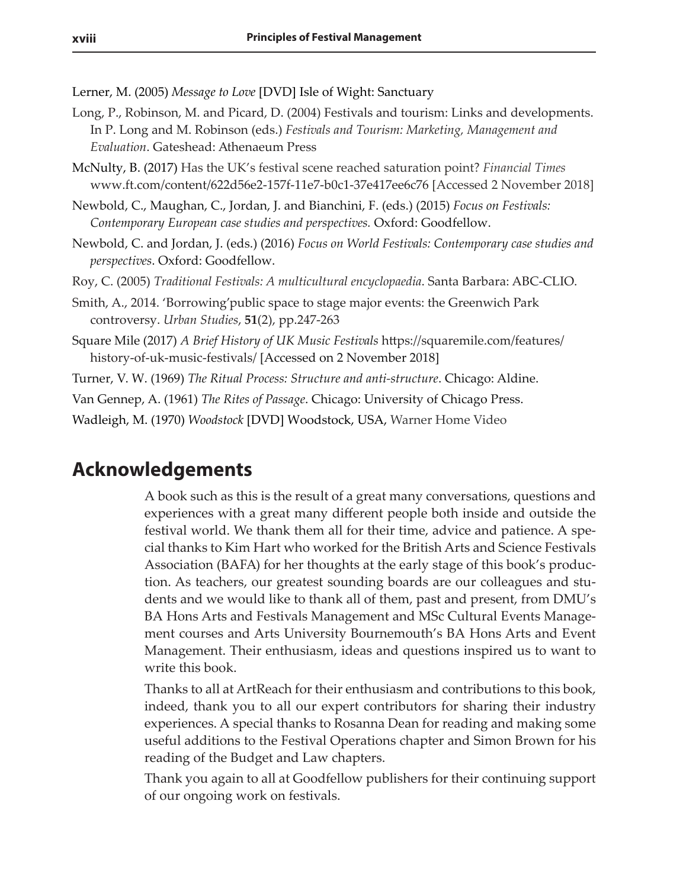Lerner, M. (2005) *Message to Love* [DVD] Isle of Wight: Sanctuary

Long, P., Robinson, M. and Picard, D. (2004) Festivals and tourism: Links and developments. In P. Long and M. Robinson (eds.) *Festivals and Tourism: Marketing, Management and Evaluation*. Gateshead: Athenaeum Press

McNulty, B. (2017) Has the UK's festival scene reached saturation point? *Financial Times* www.ft.com/content/622d56e2-157f-11e7-b0c1-37e417ee6c76 [Accessed 2 November 2018]

Newbold, C., Maughan, C., Jordan, J. and Bianchini, F. (eds.) (2015) *Focus on Festivals: Contemporary European case studies and perspectives.* Oxford: Goodfellow.

Newbold, C. and Jordan, J. (eds.) (2016) *Focus on World Festivals: Contemporary case studies and perspectives*. Oxford: Goodfellow.

Roy, C. (2005) *Traditional Festivals: A multicultural encyclopaedia*. Santa Barbara: ABC-CLIO.

Smith, A., 2014. 'Borrowing'public space to stage major events: the Greenwich Park controversy. *Urban Studies*, **51**(2), pp.247-263

Square Mile (2017) *A Brief History of UK Music Festivals* https://squaremile.com/features/history-of-uk-music-festivals/ [Accessed on 2 November 2018]

Turner, V. W. (1969) *The Ritual Process: Structure and anti-structure*. Chicago: Aldine.

Van Gennep, A. (1961) *The Rites of Passage*. Chicago: University of Chicago Press.

Wadleigh, M. (1970) *Woodstock* [DVD] Woodstock, USA, Warner Home Video

## Acknowledgements

A book such as this is the result of a great many conversations, questions and experiences with a great many different people both inside and outside the festival world. We thank them all for their time, advice and patience. A special thanks to Kim Hart who worked for the British Arts and Science Festivals Association (BAFA) for her thoughts at the early stage of this book's production. As teachers, our greatest sounding boards are our colleagues and students and we would like to thank all of them, past and present, from DMU's BA Hons Arts and Festivals Management and MSc Cultural Events Management courses and Arts University Bournemouth's BA Hons Arts and Event Management. Their enthusiasm, ideas and questions inspired us to want to write this book.

Thanks to all at ArtReach for their enthusiasm and contributions to this book, indeed, thank you to all our expert contributors for sharing their industry experiences. A special thanks to Rosanna Dean for reading and making some useful additions to the Festival Operations chapter and Simon Brown for his reading of the Budget and Law chapters.

Thank you again to all at Goodfellow publishers for their continuing support of our ongoing work on festivals.